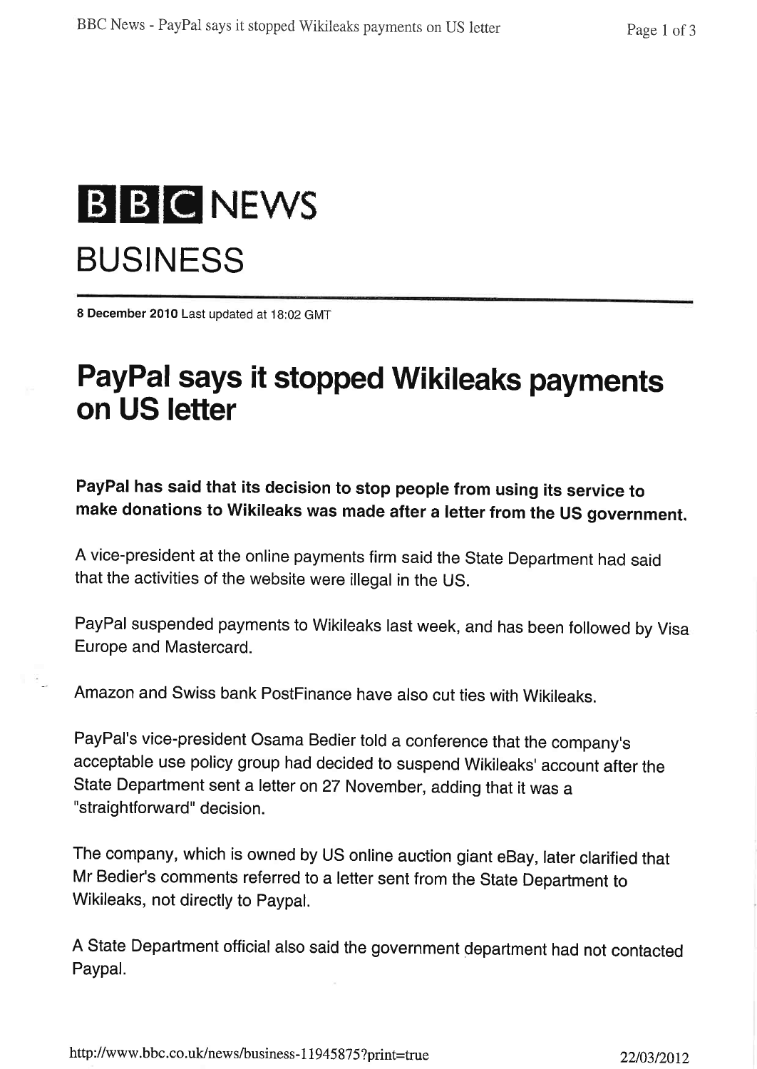# BBC NEWS

## BUSINESS

**8 December 2010** Last updated at 18:02 GMT

# PayPal says it stopped Wikileaks payments on US letter

**PayPal has said that its decision to stop people from using its service to make donations to Wikileaks was made after a letter from the US government.**

A vice-president at the online payments firm said the State Department had said that the activities of the website were illegal in the US.

PayPal suspended payments to Wikileaks last week, and has been followed by Visa Europe and Mastercard.

Amazon and Swiss bank PostFinance have also cut ties with Wikileaks.

PayPal's vice-president Osama Bedier told a conference that the company's acceptable use policy group had decided to suspend Wikileaks' account after the State Department sent a letter on 27 November, adding that it was a "straightforward" decision.

The company, which is owned by US online auction giant eBay, later clarified that Mr Bedier's comments referred to a letter sent from the State Department to Wikileaks, not directly to Paypal.

A State Department official also said the government department had not contacted Paypal.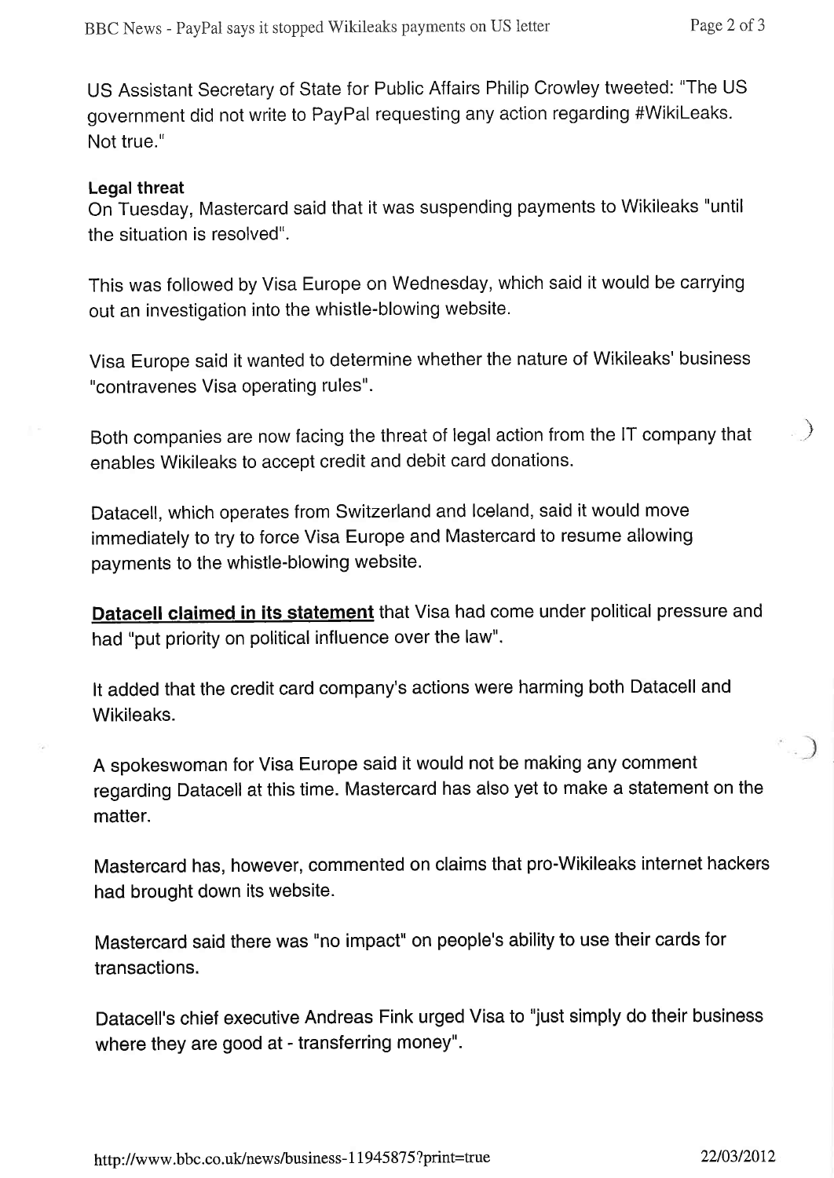US Assistant Secretary of State for Public Affairs Philip Crowley tweeted: "The US government did not write to PayPal requesting any action regarding #WikiLeaks. Not true."

**Legal threat**

On Tuesday, Mastercard said that it was suspending payments to Wikileaks "until the situation is resolved".

This was followed by Visa Europe on Wednesday, which said it would be carrying out an investigation into the whistle-blowing website.

Visa Europe said it wanted to determine whether the nature of Wikileaks' business "contravenes Visa operating rules".

Both companies are now facing the threat of legal action from the IT company that enables Wikileaks to accept credit and debit card donations.

Datacell, which operates from Switzerland and Iceland, said it would move immediately to try to force Visa Europe and Mastercard to resume allowing payments to the whistle-blowing website.

**Datacell claimed in its statement** that Visa had come under political pressure and had "put priority on political influence over the law".

It added that the credit card company's actions were harming both Datacell and Wikileaks.

A spokeswoman for Visa Europe said it would not be making any comment regarding Datacell at this time. Mastercard has also yet to make a statement on the matter.

Mastercard has, however, commented on claims that pro-Wikileaks internet hackers had brought down its website.

Mastercard said there was "no impact" on people's ability to use their cards for transactions.

Datacell's chief executive Andreas Fink urged Visa to "just simply do their business where they are good at - transferring money".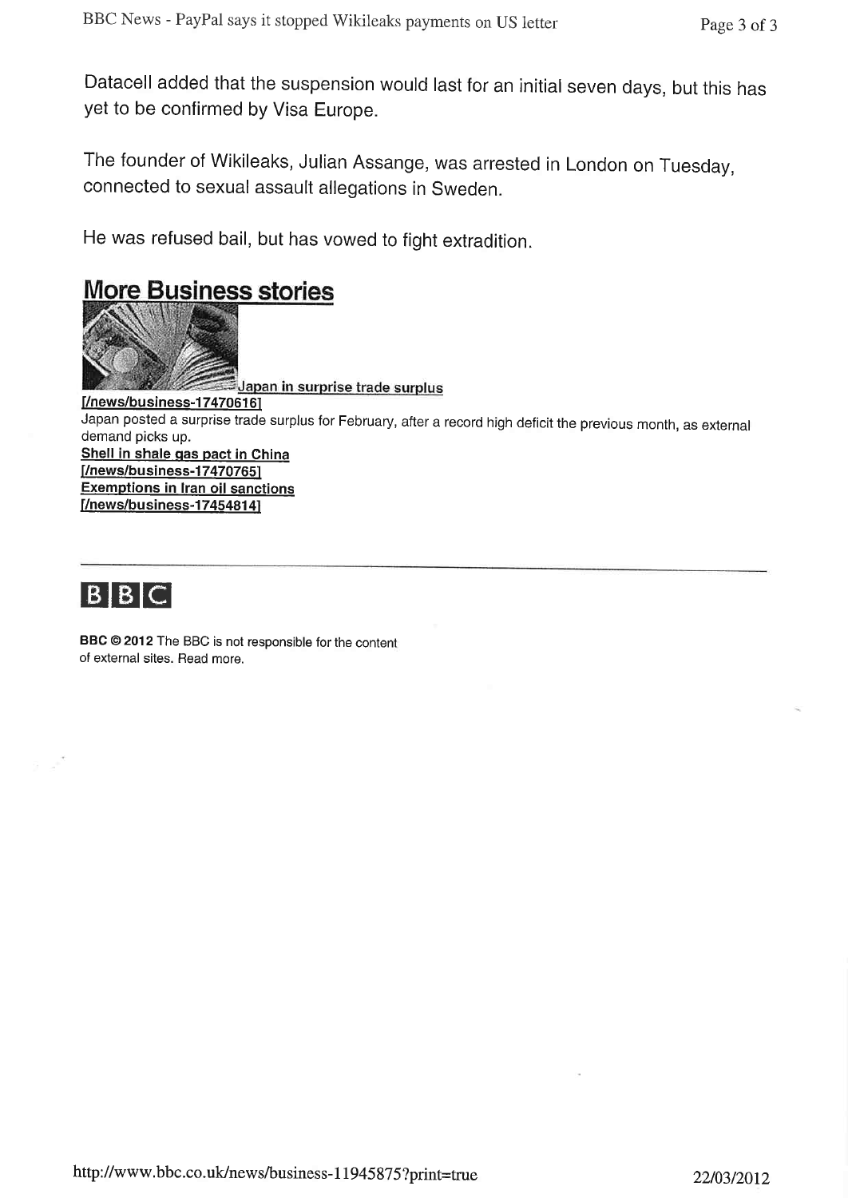Datacell added that the suspension would last for an initial seven days, but this has yet to be confirmed by Visa Europe.

The founder of Wikileaks, Julian Assange, was arrested in London on Tuesday, connected to sexual assault allegations in Sweden.

He was refused bail, but has vowed to fight extradition.

## More Business stories

**Japan in surprise trade surplus**
**[/news/business-17470616]**
Japan posted a surprise trade surplus for February, after a record high deficit the previous month, as external demand picks up.
**Shell in shale gas pact in China**
**[/news/business-17470765]**
**Exemptions in Iran oil sanctions**
**[/news/business-17454814]**

---

BBC

**BBC © 2012** The BBC is not responsible for the content of external sites. Read more.

http://www.bbc.co.uk/news/business-11945875?print=true 22/03/2012